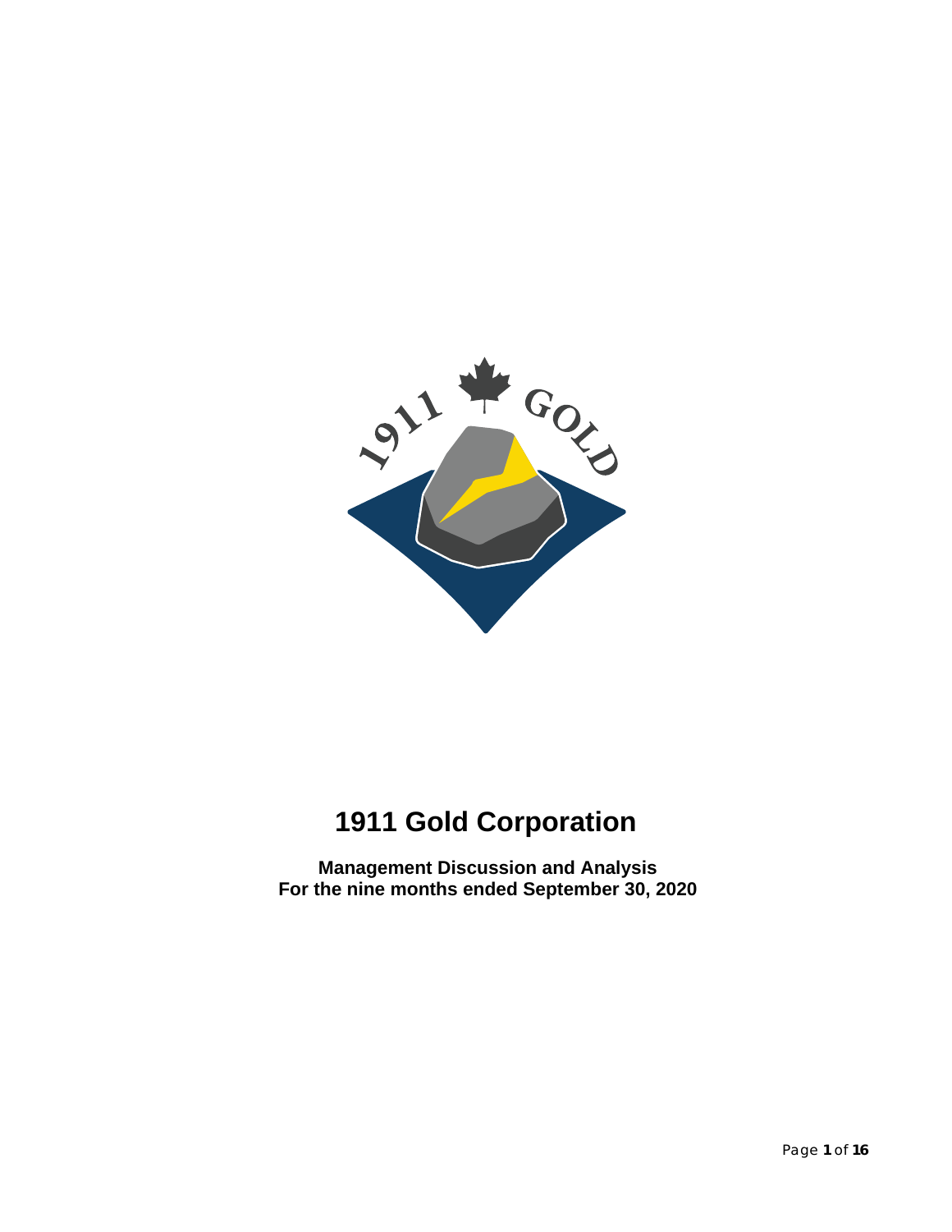# 1911 Gold Corporation

**Management Discussion and Analysis**
**For the nine months ended September 30, 2020**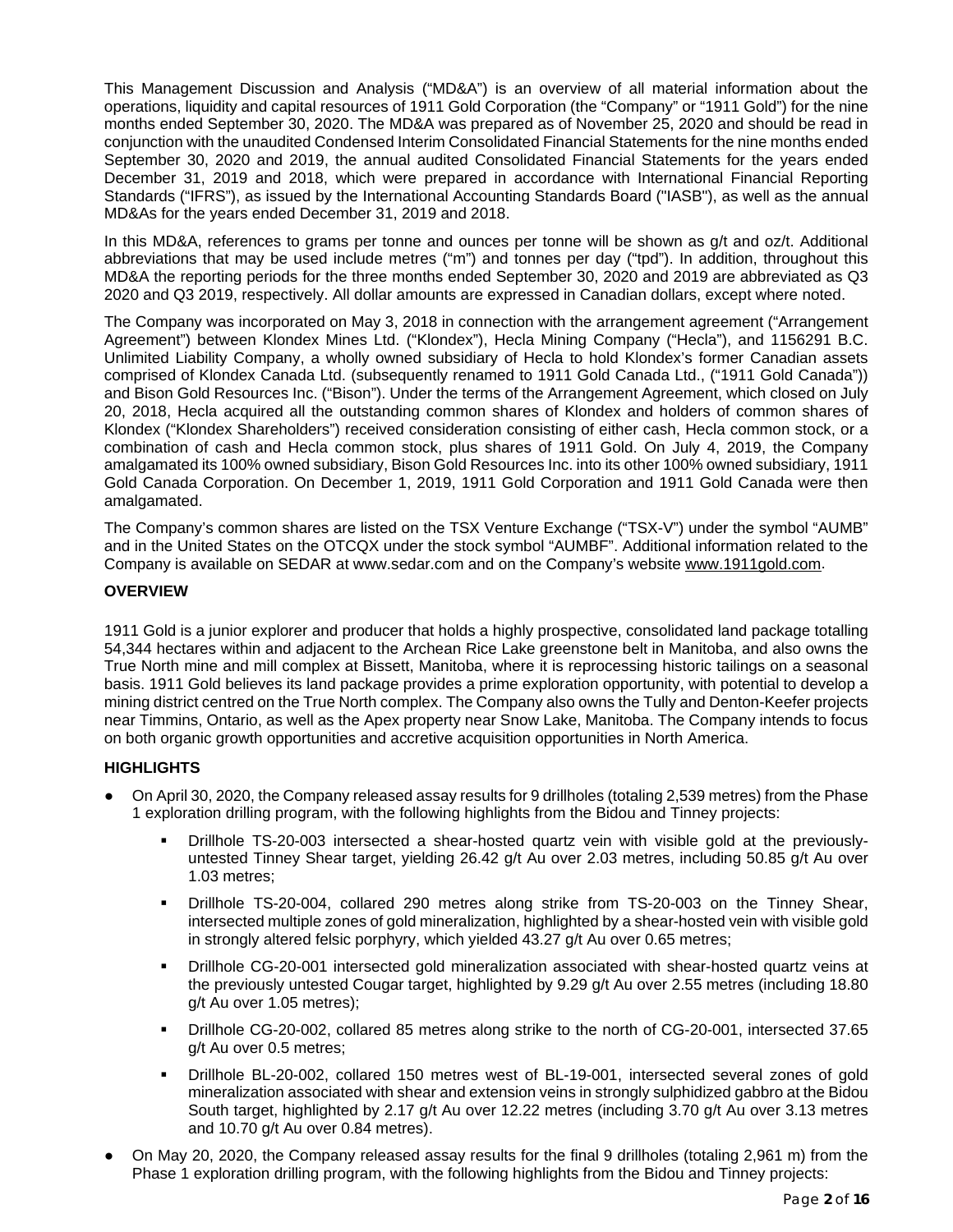This Management Discussion and Analysis ("MD&A") is an overview of all material information about the operations, liquidity and capital resources of 1911 Gold Corporation (the "Company" or "1911 Gold") for the nine months ended September 30, 2020. The MD&A was prepared as of November 25, 2020 and should be read in conjunction with the unaudited Condensed Interim Consolidated Financial Statements for the nine months ended September 30, 2020 and 2019, the annual audited Consolidated Financial Statements for the years ended December 31, 2019 and 2018, which were prepared in accordance with International Financial Reporting Standards ("IFRS"), as issued by the International Accounting Standards Board ("IASB"), as well as the annual MD&As for the years ended December 31, 2019 and 2018.

In this MD&A, references to grams per tonne and ounces per tonne will be shown as g/t and oz/t. Additional abbreviations that may be used include metres ("m") and tonnes per day ("tpd"). In addition, throughout this MD&A the reporting periods for the three months ended September 30, 2020 and 2019 are abbreviated as Q3 2020 and Q3 2019, respectively. All dollar amounts are expressed in Canadian dollars, except where noted.

The Company was incorporated on May 3, 2018 in connection with the arrangement agreement ("Arrangement Agreement") between Klondex Mines Ltd. ("Klondex"), Hecla Mining Company ("Hecla"), and 1156291 B.C. Unlimited Liability Company, a wholly owned subsidiary of Hecla to hold Klondex's former Canadian assets comprised of Klondex Canada Ltd. (subsequently renamed to 1911 Gold Canada Ltd., ("1911 Gold Canada")) and Bison Gold Resources Inc. ("Bison"). Under the terms of the Arrangement Agreement, which closed on July 20, 2018, Hecla acquired all the outstanding common shares of Klondex and holders of common shares of Klondex ("Klondex Shareholders") received consideration consisting of either cash, Hecla common stock, or a combination of cash and Hecla common stock, plus shares of 1911 Gold. On July 4, 2019, the Company amalgamated its 100% owned subsidiary, Bison Gold Resources Inc. into its other 100% owned subsidiary, 1911 Gold Canada Corporation. On December 1, 2019, 1911 Gold Corporation and 1911 Gold Canada were then amalgamated.

The Company's common shares are listed on the TSX Venture Exchange ("TSX-V") under the symbol "AUMB" and in the United States on the OTCQX under the stock symbol "AUMBF". Additional information related to the Company is available on SEDAR at www.sedar.com and on the Company's website www.1911gold.com.

## OVERVIEW

1911 Gold is a junior explorer and producer that holds a highly prospective, consolidated land package totalling 54,344 hectares within and adjacent to the Archean Rice Lake greenstone belt in Manitoba, and also owns the True North mine and mill complex at Bissett, Manitoba, where it is reprocessing historic tailings on a seasonal basis. 1911 Gold believes its land package provides a prime exploration opportunity, with potential to develop a mining district centred on the True North complex. The Company also owns the Tully and Denton-Keefer projects near Timmins, Ontario, as well as the Apex property near Snow Lake, Manitoba. The Company intends to focus on both organic growth opportunities and accretive acquisition opportunities in North America.

## HIGHLIGHTS

- On April 30, 2020, the Company released assay results for 9 drillholes (totaling 2,539 metres) from the Phase 1 exploration drilling program, with the following highlights from the Bidou and Tinney projects:
    - Drillhole TS-20-003 intersected a shear-hosted quartz vein with visible gold at the previously-untested Tinney Shear target, yielding 26.42 g/t Au over 2.03 metres, including 50.85 g/t Au over 1.03 metres;
    - Drillhole TS-20-004, collared 290 metres along strike from TS-20-003 on the Tinney Shear, intersected multiple zones of gold mineralization, highlighted by a shear-hosted vein with visible gold in strongly altered felsic porphyry, which yielded 43.27 g/t Au over 0.65 metres;
    - Drillhole CG-20-001 intersected gold mineralization associated with shear-hosted quartz veins at the previously untested Cougar target, highlighted by 9.29 g/t Au over 2.55 metres (including 18.80 g/t Au over 1.05 metres);
    - Drillhole CG-20-002, collared 85 metres along strike to the north of CG-20-001, intersected 37.65 g/t Au over 0.5 metres;
    - Drillhole BL-20-002, collared 150 metres west of BL-19-001, intersected several zones of gold mineralization associated with shear and extension veins in strongly sulphidized gabbro at the Bidou South target, highlighted by 2.17 g/t Au over 12.22 metres (including 3.70 g/t Au over 3.13 metres and 10.70 g/t Au over 0.84 metres).
- On May 20, 2020, the Company released assay results for the final 9 drillholes (totaling 2,961 m) from the Phase 1 exploration drilling program, with the following highlights from the Bidou and Tinney projects: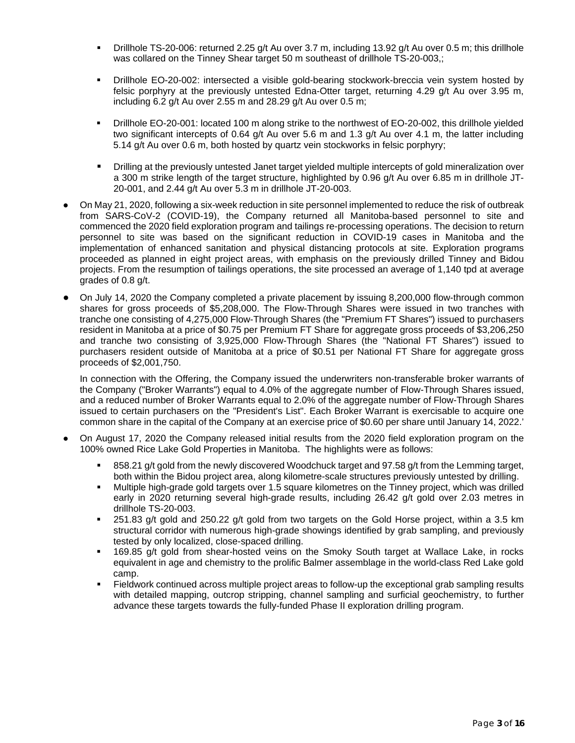- Drillhole TS-20-006: returned 2.25 g/t Au over 3.7 m, including 13.92 g/t Au over 0.5 m; this drillhole was collared on the Tinney Shear target 50 m southeast of drillhole TS-20-003,;
   - Drillhole EO-20-002: intersected a visible gold-bearing stockwork-breccia vein system hosted by felsic porphyry at the previously untested Edna-Otter target, returning 4.29 g/t Au over 3.95 m, including 6.2 g/t Au over 2.55 m and 28.29 g/t Au over 0.5 m;
   - Drillhole EO-20-001: located 100 m along strike to the northwest of EO-20-002, this drillhole yielded two significant intercepts of 0.64 g/t Au over 5.6 m and 1.3 g/t Au over 4.1 m, the latter including 5.14 g/t Au over 0.6 m, both hosted by quartz vein stockworks in felsic porphyry;
   - Drilling at the previously untested Janet target yielded multiple intercepts of gold mineralization over a 300 m strike length of the target structure, highlighted by 0.96 g/t Au over 6.85 m in drillhole JT-20-001, and 2.44 g/t Au over 5.3 m in drillhole JT-20-003.

- On May 21, 2020, following a six-week reduction in site personnel implemented to reduce the risk of outbreak from SARS-CoV-2 (COVID-19), the Company returned all Manitoba-based personnel to site and commenced the 2020 field exploration program and tailings re-processing operations. The decision to return personnel to site was based on the significant reduction in COVID-19 cases in Manitoba and the implementation of enhanced sanitation and physical distancing protocols at site. Exploration programs proceeded as planned in eight project areas, with emphasis on the previously drilled Tinney and Bidou projects. From the resumption of tailings operations, the site processed an average of 1,140 tpd at average grades of 0.8 g/t.

- On July 14, 2020 the Company completed a private placement by issuing 8,200,000 flow-through common shares for gross proceeds of $5,208,000. The Flow-Through Shares were issued in two tranches with tranche one consisting of 4,275,000 Flow-Through Shares (the "Premium FT Shares") issued to purchasers resident in Manitoba at a price of $0.75 per Premium FT Share for aggregate gross proceeds of $3,206,250 and tranche two consisting of 3,925,000 Flow-Through Shares (the "National FT Shares") issued to purchasers resident outside of Manitoba at a price of $0.51 per National FT Share for aggregate gross proceeds of $2,001,750.

  In connection with the Offering, the Company issued the underwriters non-transferable broker warrants of the Company ("Broker Warrants") equal to 4.0% of the aggregate number of Flow-Through Shares issued, and a reduced number of Broker Warrants equal to 2.0% of the aggregate number of Flow-Through Shares issued to certain purchasers on the "President's List". Each Broker Warrant is exercisable to acquire one common share in the capital of the Company at an exercise price of $0.60 per share until January 14, 2022.'

- On August 17, 2020 the Company released initial results from the 2020 field exploration program on the 100% owned Rice Lake Gold Properties in Manitoba. The highlights were as follows:
   - 858.21 g/t gold from the newly discovered Woodchuck target and 97.58 g/t from the Lemming target, both within the Bidou project area, along kilometre-scale structures previously untested by drilling.
   - Multiple high-grade gold targets over 1.5 square kilometres on the Tinney project, which was drilled early in 2020 returning several high-grade results, including 26.42 g/t gold over 2.03 metres in drillhole TS-20-003.
   - 251.83 g/t gold and 250.22 g/t gold from two targets on the Gold Horse project, within a 3.5 km structural corridor with numerous high-grade showings identified by grab sampling, and previously tested by only localized, close-spaced drilling.
   - 169.85 g/t gold from shear-hosted veins on the Smoky South target at Wallace Lake, in rocks equivalent in age and chemistry to the prolific Balmer assemblage in the world-class Red Lake gold camp.
   - Fieldwork continued across multiple project areas to follow-up the exceptional grab sampling results with detailed mapping, outcrop stripping, channel sampling and surficial geochemistry, to further advance these targets towards the fully-funded Phase II exploration drilling program.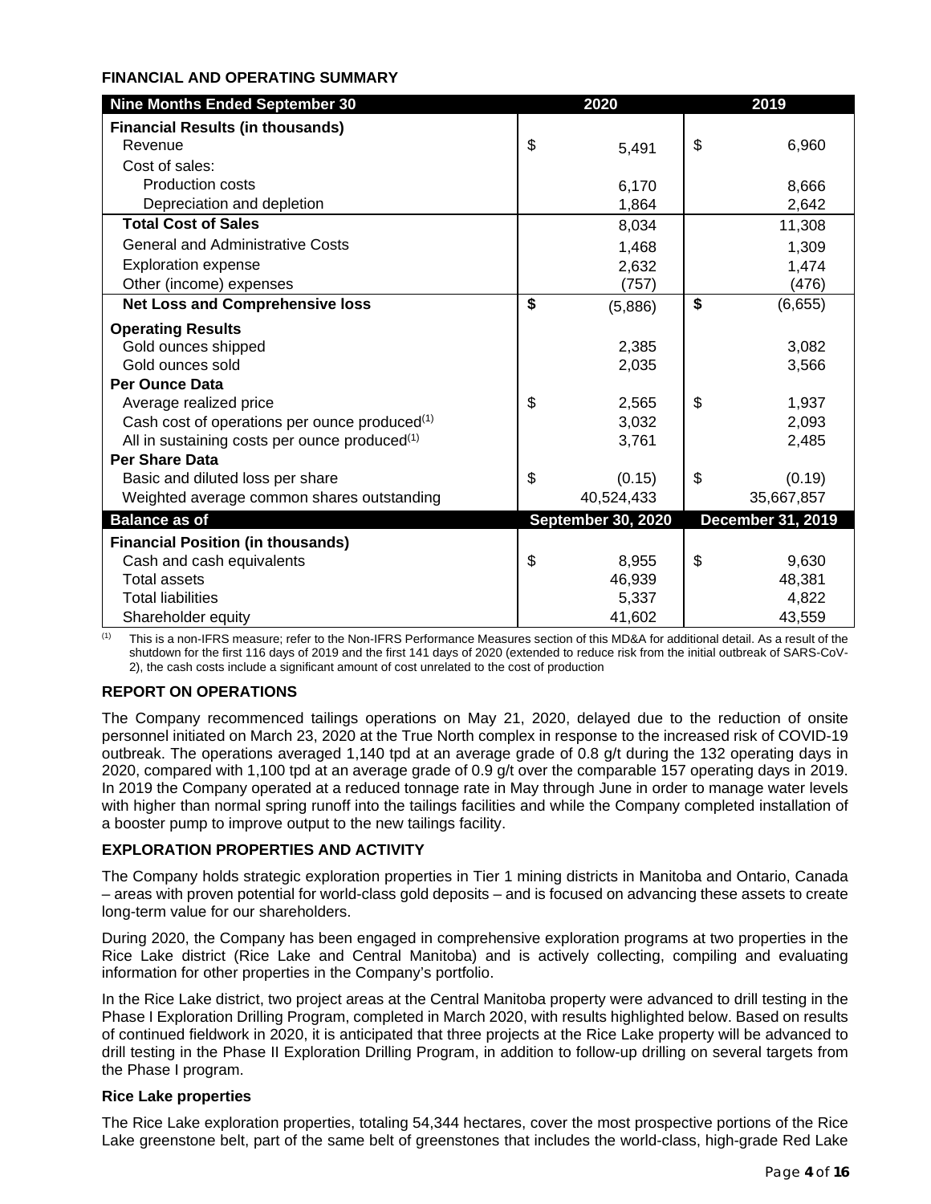**FINANCIAL AND OPERATING SUMMARY**

| Nine Months Ended September 30 | 2020 | 2019 |
|---|---|---|
| **Financial Results (in thousands)** | | |
| Revenue | $ 5,491 | $ 6,960 |
| Cost of sales: | | |
| Production costs | 6,170 | 8,666 |
| Depreciation and depletion | 1,864 | 2,642 |
| **Total Cost of Sales** | 8,034 | 11,308 |
| General and Administrative Costs | 1,468 | 1,309 |
| Exploration expense | 2,632 | 1,474 |
| Other (income) expenses | (757) | (476) |
| **Net Loss and Comprehensive loss** | **$** (5,886) | **$** (6,655) |
| **Operating Results** | | |
| Gold ounces shipped | 2,385 | 3,082 |
| Gold ounces sold | 2,035 | 3,566 |
| **Per Ounce Data** | | |
| Average realized price | $ 2,565 | $ 1,937 |
| Cash cost of operations per ounce produced(1) | 3,032 | 2,093 |
| All in sustaining costs per ounce produced(1) | 3,761 | 2,485 |
| **Per Share Data** | | |
| Basic and diluted loss per share | $ (0.15) | $ (0.19) |
| Weighted average common shares outstanding | 40,524,433 | 35,667,857 |
| **Balance as of** | **September 30, 2020** | **December 31, 2019** |
| **Financial Position (in thousands)** | | |
| Cash and cash equivalents | $ 8,955 | $ 9,630 |
| Total assets | 46,939 | 48,381 |
| Total liabilities | 5,337 | 4,822 |
| Shareholder equity | 41,602 | 43,559 |

(1) This is a non-IFRS measure; refer to the Non-IFRS Performance Measures section of this MD&A for additional detail. As a result of the shutdown for the first 116 days of 2019 and the first 141 days of 2020 (extended to reduce risk from the initial outbreak of SARS-CoV-2), the cash costs include a significant amount of cost unrelated to the cost of production

**REPORT ON OPERATIONS**

The Company recommenced tailings operations on May 21, 2020, delayed due to the reduction of onsite personnel initiated on March 23, 2020 at the True North complex in response to the increased risk of COVID-19 outbreak. The operations averaged 1,140 tpd at an average grade of 0.8 g/t during the 132 operating days in 2020, compared with 1,100 tpd at an average grade of 0.9 g/t over the comparable 157 operating days in 2019. In 2019 the Company operated at a reduced tonnage rate in May through June in order to manage water levels with higher than normal spring runoff into the tailings facilities and while the Company completed installation of a booster pump to improve output to the new tailings facility.

**EXPLORATION PROPERTIES AND ACTIVITY**

The Company holds strategic exploration properties in Tier 1 mining districts in Manitoba and Ontario, Canada – areas with proven potential for world-class gold deposits – and is focused on advancing these assets to create long-term value for our shareholders.

During 2020, the Company has been engaged in comprehensive exploration programs at two properties in the Rice Lake district (Rice Lake and Central Manitoba) and is actively collecting, compiling and evaluating information for other properties in the Company's portfolio.

In the Rice Lake district, two project areas at the Central Manitoba property were advanced to drill testing in the Phase I Exploration Drilling Program, completed in March 2020, with results highlighted below. Based on results of continued fieldwork in 2020, it is anticipated that three projects at the Rice Lake property will be advanced to drill testing in the Phase II Exploration Drilling Program, in addition to follow-up drilling on several targets from the Phase I program.

**Rice Lake properties**

The Rice Lake exploration properties, totaling 54,344 hectares, cover the most prospective portions of the Rice Lake greenstone belt, part of the same belt of greenstones that includes the world-class, high-grade Red Lake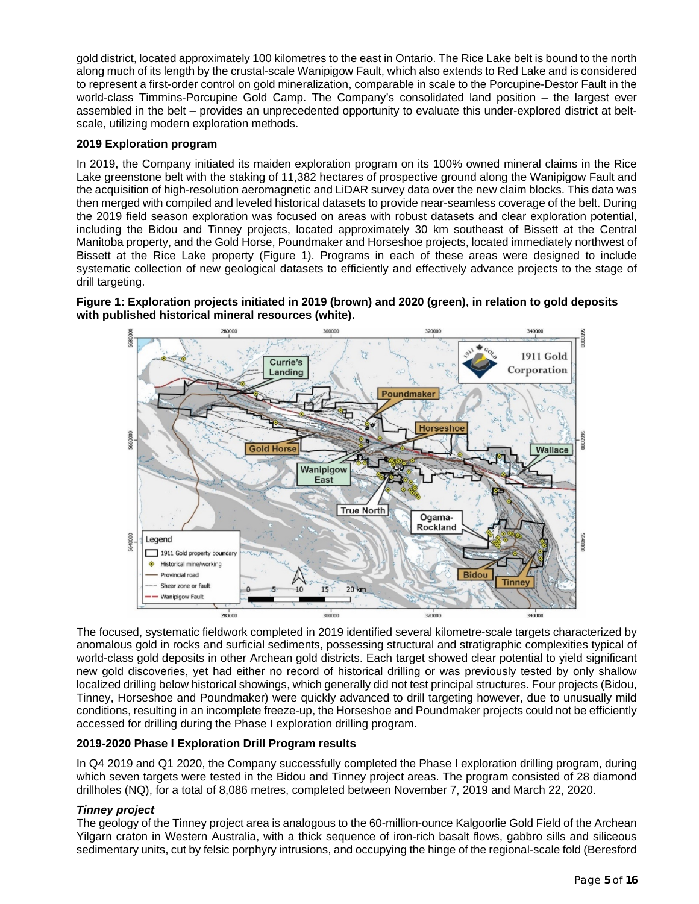gold district, located approximately 100 kilometres to the east in Ontario. The Rice Lake belt is bound to the north along much of its length by the crustal-scale Wanipigow Fault, which also extends to Red Lake and is considered to represent a first-order control on gold mineralization, comparable in scale to the Porcupine-Destor Fault in the world-class Timmins-Porcupine Gold Camp. The Company's consolidated land position – the largest ever assembled in the belt – provides an unprecedented opportunity to evaluate this under-explored district at belt-scale, utilizing modern exploration methods.

**2019 Exploration program**

In 2019, the Company initiated its maiden exploration program on its 100% owned mineral claims in the Rice Lake greenstone belt with the staking of 11,382 hectares of prospective ground along the Wanipigow Fault and the acquisition of high-resolution aeromagnetic and LiDAR survey data over the new claim blocks. This data was then merged with compiled and leveled historical datasets to provide near-seamless coverage of the belt. During the 2019 field season exploration was focused on areas with robust datasets and clear exploration potential, including the Bidou and Tinney projects, located approximately 30 km southeast of Bissett at the Central Manitoba property, and the Gold Horse, Poundmaker and Horseshoe projects, located immediately northwest of Bissett at the Rice Lake property (Figure 1). Programs in each of these areas were designed to include systematic collection of new geological datasets to efficiently and effectively advance projects to the stage of drill targeting.

**Figure 1: Exploration projects initiated in 2019 (brown) and 2020 (green), in relation to gold deposits with published historical mineral resources (white).**

The focused, systematic fieldwork completed in 2019 identified several kilometre-scale targets characterized by anomalous gold in rocks and surficial sediments, possessing structural and stratigraphic complexities typical of world-class gold deposits in other Archean gold districts. Each target showed clear potential to yield significant new gold discoveries, yet had either no record of historical drilling or was previously tested by only shallow localized drilling below historical showings, which generally did not test principal structures. Four projects (Bidou, Tinney, Horseshoe and Poundmaker) were quickly advanced to drill targeting however, due to unusually mild conditions, resulting in an incomplete freeze-up, the Horseshoe and Poundmaker projects could not be efficiently accessed for drilling during the Phase I exploration drilling program.

**2019-2020 Phase I Exploration Drill Program results**

In Q4 2019 and Q1 2020, the Company successfully completed the Phase I exploration drilling program, during which seven targets were tested in the Bidou and Tinney project areas. The program consisted of 28 diamond drillholes (NQ), for a total of 8,086 metres, completed between November 7, 2019 and March 22, 2020.

***Tinney project***

The geology of the Tinney project area is analogous to the 60-million-ounce Kalgoorlie Gold Field of the Archean Yilgarn craton in Western Australia, with a thick sequence of iron-rich basalt flows, gabbro sills and siliceous sedimentary units, cut by felsic porphyry intrusions, and occupying the hinge of the regional-scale fold (Beresford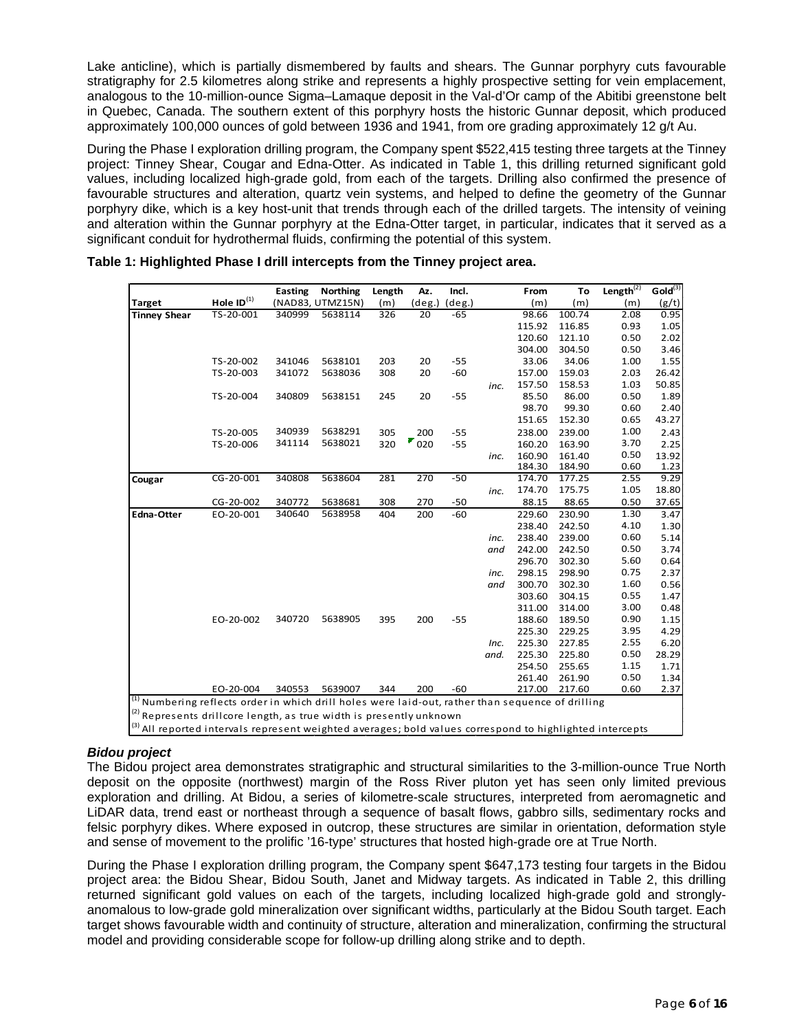Lake anticline), which is partially dismembered by faults and shears. The Gunnar porphyry cuts favourable stratigraphy for 2.5 kilometres along strike and represents a highly prospective setting for vein emplacement, analogous to the 10-million-ounce Sigma–Lamaque deposit in the Val-d'Or camp of the Abitibi greenstone belt in Quebec, Canada. The southern extent of this porphyry hosts the historic Gunnar deposit, which produced approximately 100,000 ounces of gold between 1936 and 1941, from ore grading approximately 12 g/t Au.

During the Phase I exploration drilling program, the Company spent $522,415 testing three targets at the Tinney project: Tinney Shear, Cougar and Edna-Otter. As indicated in Table 1, this drilling returned significant gold values, including localized high-grade gold, from each of the targets. Drilling also confirmed the presence of favourable structures and alteration, quartz vein systems, and helped to define the geometry of the Gunnar porphyry dike, which is a key host-unit that trends through each of the drilled targets. The intensity of veining and alteration within the Gunnar porphyry at the Edna-Otter target, in particular, indicates that it served as a significant conduit for hydrothermal fluids, confirming the potential of this system.

**Table 1: Highlighted Phase I drill intercepts from the Tinney project area.**

| Target | Hole ID[1] | Easting | Northing | Length (m) | Az. (deg.) | Incl. (deg.) | | From (m) | To (m) | Length[2] (m) | Gold[3] (g/t) |
|---|---|---|---|---|---|---|---|---|---|---|---|
| | | (NAD83, UTMZ15N) | | | | | | | | | |
| **Tinney Shear** | TS-20-001 | 340999 | 5638114 | 326 | 20 | -65 | | 98.66 | 100.74 | 2.08 | 0.95 |
| | | | | | | | | 115.92 | 116.85 | 0.93 | 1.05 |
| | | | | | | | | 120.60 | 121.10 | 0.50 | 2.02 |
| | | | | | | | | 304.00 | 304.50 | 0.50 | 3.46 |
| | TS-20-002 | 341046 | 5638101 | 203 | 20 | -55 | | 33.06 | 34.06 | 1.00 | 1.55 |
| | TS-20-003 | 341072 | 5638036 | 308 | 20 | -60 | | 157.00 | 159.03 | 2.03 | 26.42 |
| | | | | | | | *inc.* | 157.50 | 158.53 | 1.03 | 50.85 |
| | TS-20-004 | 340809 | 5638151 | 245 | 20 | -55 | | 85.50 | 86.00 | 0.50 | 1.89 |
| | | | | | | | | 98.70 | 99.30 | 0.60 | 2.40 |
| | | | | | | | | 151.65 | 152.30 | 0.65 | 43.27 |
| | TS-20-005 | 340939 | 5638291 | 305 | 200 | -55 | | 238.00 | 239.00 | 1.00 | 2.43 |
| | TS-20-006 | 341114 | 5638021 | 320 | 020 | -55 | | 160.20 | 163.90 | 3.70 | 2.25 |
| | | | | | | | *inc.* | 160.90 | 161.40 | 0.50 | 13.92 |
| | | | | | | | | 184.30 | 184.90 | 0.60 | 1.23 |
| **Cougar** | CG-20-001 | 340808 | 5638604 | 281 | 270 | -50 | | 174.70 | 177.25 | 2.55 | 9.29 |
| | | | | | | | *inc.* | 174.70 | 175.75 | 1.05 | 18.80 |
| | CG-20-002 | 340772 | 5638681 | 308 | 270 | -50 | | 88.15 | 88.65 | 0.50 | 37.65 |
| **Edna-Otter** | EO-20-001 | 340640 | 5638958 | 404 | 200 | -60 | | 229.60 | 230.90 | 1.30 | 3.47 |
| | | | | | | | | 238.40 | 242.50 | 4.10 | 1.30 |
| | | | | | | | *inc.* | 238.40 | 239.00 | 0.60 | 5.14 |
| | | | | | | | *and* | 242.00 | 242.50 | 0.50 | 3.74 |
| | | | | | | | | 296.70 | 302.30 | 5.60 | 0.64 |
| | | | | | | | *inc.* | 298.15 | 298.90 | 0.75 | 2.37 |
| | | | | | | | *and* | 300.70 | 302.30 | 1.60 | 0.56 |
| | | | | | | | | 303.60 | 304.15 | 0.55 | 1.47 |
| | | | | | | | | 311.00 | 314.00 | 3.00 | 0.48 |
| | EO-20-002 | 340720 | 5638905 | 395 | 200 | -55 | | 188.60 | 189.50 | 0.90 | 1.15 |
| | | | | | | | | 225.30 | 229.25 | 3.95 | 4.29 |
| | | | | | | | *Inc.* | 225.30 | 227.85 | 2.55 | 6.20 |
| | | | | | | | *and.* | 225.30 | 225.80 | 0.50 | 28.29 |
| | | | | | | | | 254.50 | 255.65 | 1.15 | 1.71 |
| | | | | | | | | 261.40 | 261.90 | 0.50 | 1.34 |
| | EO-20-004 | 340553 | 5639007 | 344 | 200 | -60 | | 217.00 | 217.60 | 0.60 | 2.37 |

[1] Numbering reflects order in which drill holes were laid-out, rather than sequence of drilling
[2] Represents drillcore length, as true width is presently unknown
[3] All reported intervals represent weighted averages; bold values correspond to highlighted intercepts

### *Bidou project*

The Bidou project area demonstrates stratigraphic and structural similarities to the 3-million-ounce True North deposit on the opposite (northwest) margin of the Ross River pluton yet has seen only limited previous exploration and drilling. At Bidou, a series of kilometre-scale structures, interpreted from aeromagnetic and LiDAR data, trend east or northeast through a sequence of basalt flows, gabbro sills, sedimentary rocks and felsic porphyry dikes. Where exposed in outcrop, these structures are similar in orientation, deformation style and sense of movement to the prolific '16-type' structures that hosted high-grade ore at True North.

During the Phase I exploration drilling program, the Company spent $647,173 testing four targets in the Bidou project area: the Bidou Shear, Bidou South, Janet and Midway targets. As indicated in Table 2, this drilling returned significant gold values on each of the targets, including localized high-grade gold and strongly-anomalous to low-grade gold mineralization over significant widths, particularly at the Bidou South target. Each target shows favourable width and continuity of structure, alteration and mineralization, confirming the structural model and providing considerable scope for follow-up drilling along strike and to depth.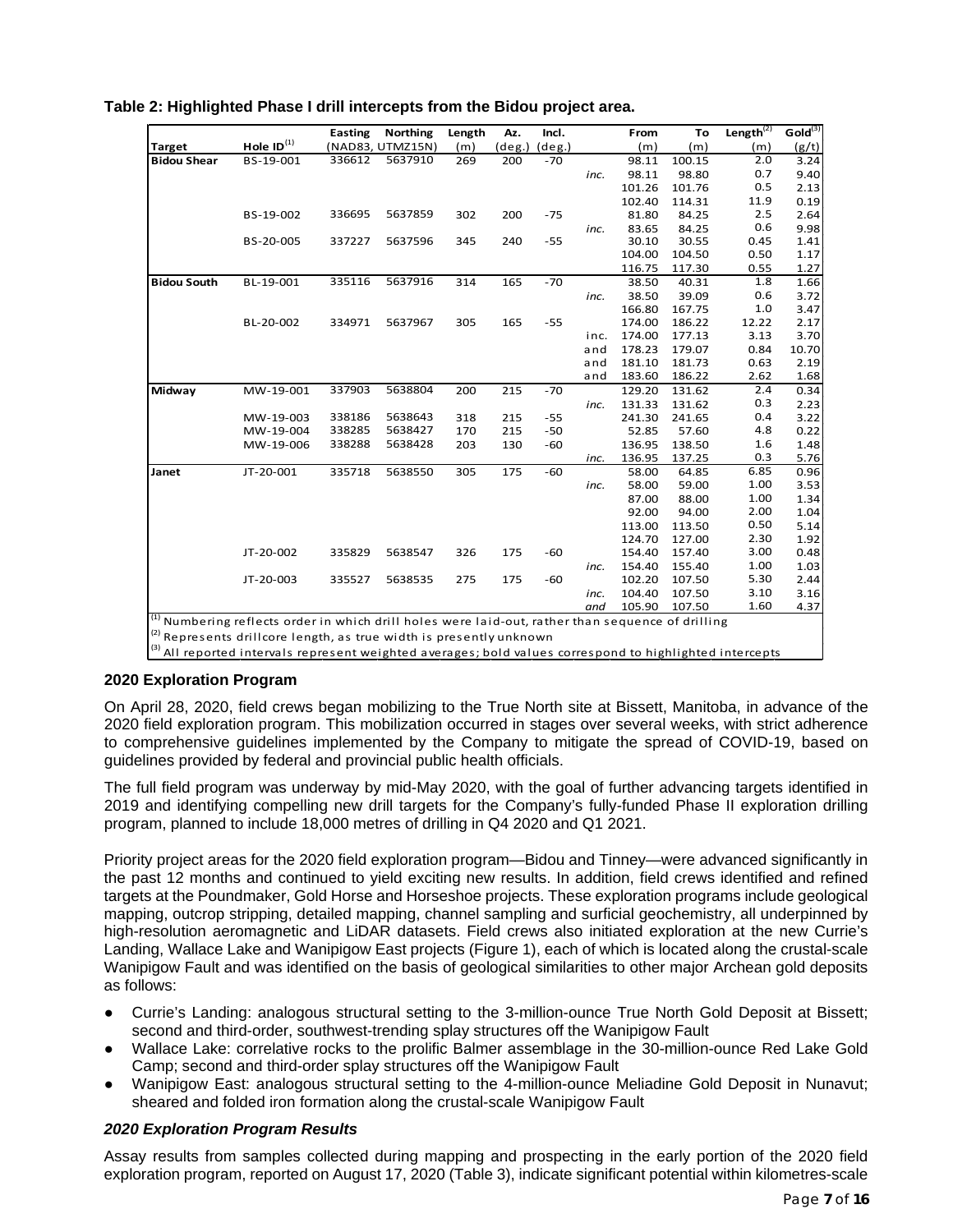**Table 2: Highlighted Phase I drill intercepts from the Bidou project area.**

| Target | Hole ID[1] | Easting | Northing | Length | Az. | Incl. | | From | To | Length[2] | Gold[3] |
|---|---|---|---|---|---|---|---|---|---|---|---|
| | | (NAD83, UTMZ15N) | | (m) | (deg.) | (deg.) | | (m) | (m) | (m) | (g/t) |
| **Bidou Shear** | BS-19-001 | 336612 | 5637910 | 269 | 200 | -70 | | 98.11 | 100.15 | 2.0 | 3.24 |
| | | | | | | | *inc.* | 98.11 | 98.80 | 0.7 | 9.40 |
| | | | | | | | | 101.26 | 101.76 | 0.5 | 2.13 |
| | | | | | | | | 102.40 | 114.31 | 11.9 | 0.19 |
| | BS-19-002 | 336695 | 5637859 | 302 | 200 | -75 | | 81.80 | 84.25 | 2.5 | 2.64 |
| | | | | | | | *inc.* | 83.65 | 84.25 | 0.6 | 9.98 |
| | BS-20-005 | 337227 | 5637596 | 345 | 240 | -55 | | 30.10 | 30.55 | 0.45 | 1.41 |
| | | | | | | | | 104.00 | 104.50 | 0.50 | 1.17 |
| | | | | | | | | 116.75 | 117.30 | 0.55 | 1.27 |
| **Bidou South** | BL-19-001 | 335116 | 5637916 | 314 | 165 | -70 | | 38.50 | 40.31 | 1.8 | 1.66 |
| | | | | | | | *inc.* | 38.50 | 39.09 | 0.6 | 3.72 |
| | | | | | | | | 166.80 | 167.75 | 1.0 | 3.47 |
| | BL-20-002 | 334971 | 5637967 | 305 | 165 | -55 | | 174.00 | 186.22 | 12.22 | 2.17 |
| | | | | | | | inc. | 174.00 | 177.13 | 3.13 | 3.70 |
| | | | | | | | and | 178.23 | 179.07 | 0.84 | 10.70 |
| | | | | | | | and | 181.10 | 181.73 | 0.63 | 2.19 |
| | | | | | | | and | 183.60 | 186.22 | 2.62 | 1.68 |
| **Midway** | MW-19-001 | 337903 | 5638804 | 200 | 215 | -70 | | 129.20 | 131.62 | 2.4 | 0.34 |
| | | | | | | | *inc.* | 131.33 | 131.62 | 0.3 | 2.23 |
| | MW-19-003 | 338186 | 5638643 | 318 | 215 | -55 | | 241.30 | 241.65 | 0.4 | 3.22 |
| | MW-19-004 | 338285 | 5638427 | 170 | 215 | -50 | | 52.85 | 57.60 | 4.8 | 0.22 |
| | MW-19-006 | 338288 | 5638428 | 203 | 130 | -60 | | 136.95 | 138.50 | 1.6 | 1.48 |
| | | | | | | | *inc.* | 136.95 | 137.25 | 0.3 | 5.76 |
| **Janet** | JT-20-001 | 335718 | 5638550 | 305 | 175 | -60 | | 58.00 | 64.85 | 6.85 | 0.96 |
| | | | | | | | *inc.* | 58.00 | 59.00 | 1.00 | 3.53 |
| | | | | | | | | 87.00 | 88.00 | 1.00 | 1.34 |
| | | | | | | | | 92.00 | 94.00 | 2.00 | 1.04 |
| | | | | | | | | 113.00 | 113.50 | 0.50 | 5.14 |
| | | | | | | | | 124.70 | 127.00 | 2.30 | 1.92 |
| | JT-20-002 | 335829 | 5638547 | 326 | 175 | -60 | | 154.40 | 157.40 | 3.00 | 0.48 |
| | | | | | | | *inc.* | 154.40 | 155.40 | 1.00 | 1.03 |
| | JT-20-003 | 335527 | 5638535 | 275 | 175 | -60 | | 102.20 | 107.50 | 5.30 | 2.44 |
| | | | | | | | *inc.* | 104.40 | 107.50 | 3.10 | 3.16 |
| | | | | | | | *and* | 105.90 | 107.50 | 1.60 | 4.37 |

[1] Numbering reflects order in which drill holes were laid-out, rather than sequence of drilling
[2] Represents drillcore length, as true width is presently unknown
[3] All reported intervals represent weighted averages; bold values correspond to highlighted intercepts

## 2020 Exploration Program

On April 28, 2020, field crews began mobilizing to the True North site at Bissett, Manitoba, in advance of the 2020 field exploration program. This mobilization occurred in stages over several weeks, with strict adherence to comprehensive guidelines implemented by the Company to mitigate the spread of COVID-19, based on guidelines provided by federal and provincial public health officials.

The full field program was underway by mid-May 2020, with the goal of further advancing targets identified in 2019 and identifying compelling new drill targets for the Company's fully-funded Phase II exploration drilling program, planned to include 18,000 metres of drilling in Q4 2020 and Q1 2021.

Priority project areas for the 2020 field exploration program—Bidou and Tinney—were advanced significantly in the past 12 months and continued to yield exciting new results. In addition, field crews identified and refined targets at the Poundmaker, Gold Horse and Horseshoe projects. These exploration programs include geological mapping, outcrop stripping, detailed mapping, channel sampling and surficial geochemistry, all underpinned by high-resolution aeromagnetic and LiDAR datasets. Field crews also initiated exploration at the new Currie's Landing, Wallace Lake and Wanipigow East projects (Figure 1), each of which is located along the crustal-scale Wanipigow Fault and was identified on the basis of geological similarities to other major Archean gold deposits as follows:

- Currie's Landing: analogous structural setting to the 3-million-ounce True North Gold Deposit at Bissett; second and third-order, southwest-trending splay structures off the Wanipigow Fault
- Wallace Lake: correlative rocks to the prolific Balmer assemblage in the 30-million-ounce Red Lake Gold Camp; second and third-order splay structures off the Wanipigow Fault
- Wanipigow East: analogous structural setting to the 4-million-ounce Meliadine Gold Deposit in Nunavut; sheared and folded iron formation along the crustal-scale Wanipigow Fault

### *2020 Exploration Program Results*

Assay results from samples collected during mapping and prospecting in the early portion of the 2020 field exploration program, reported on August 17, 2020 (Table 3), indicate significant potential within kilometres-scale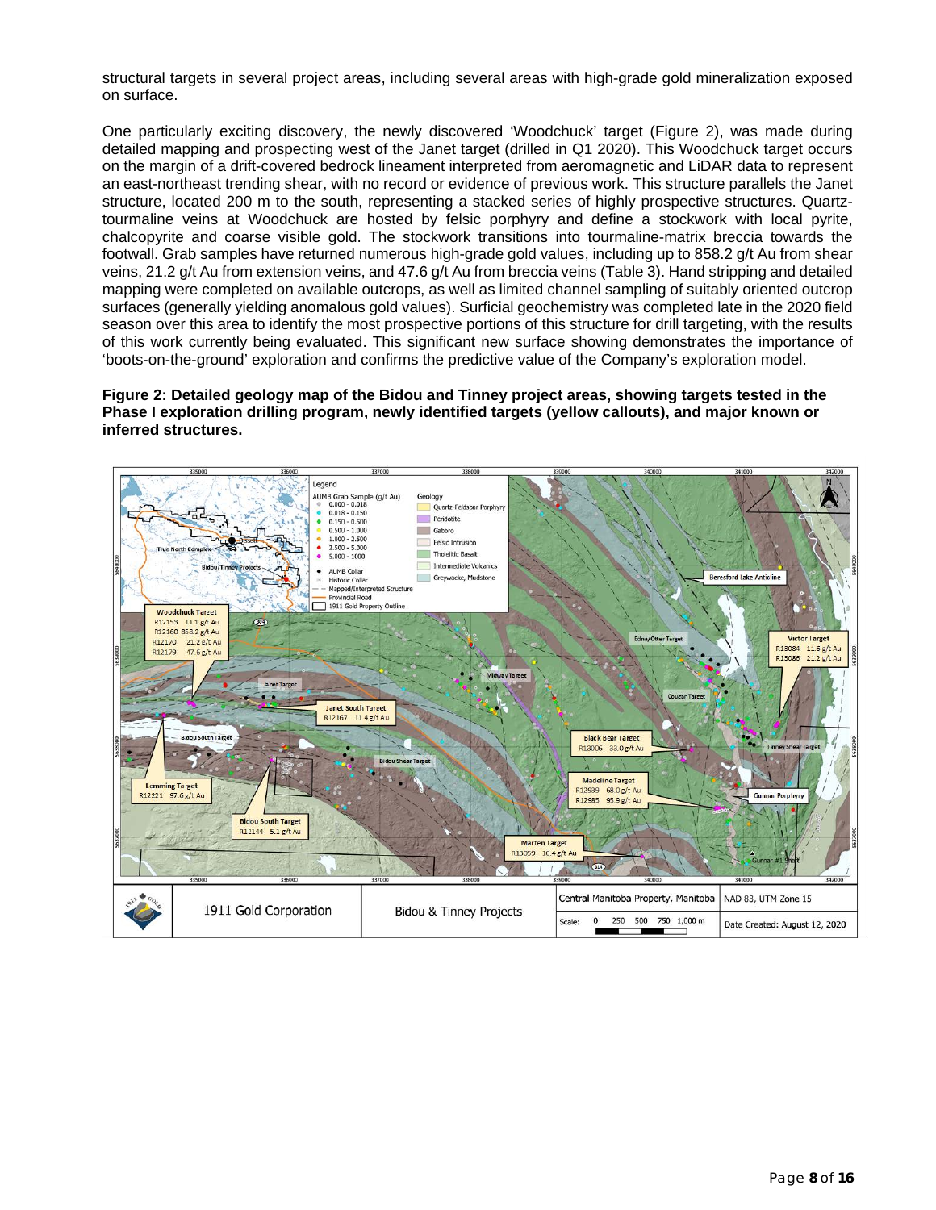structural targets in several project areas, including several areas with high-grade gold mineralization exposed on surface.

One particularly exciting discovery, the newly discovered 'Woodchuck' target (Figure 2), was made during detailed mapping and prospecting west of the Janet target (drilled in Q1 2020). This Woodchuck target occurs on the margin of a drift-covered bedrock lineament interpreted from aeromagnetic and LiDAR data to represent an east-northeast trending shear, with no record or evidence of previous work. This structure parallels the Janet structure, located 200 m to the south, representing a stacked series of highly prospective structures. Quartz-tourmaline veins at Woodchuck are hosted by felsic porphyry and define a stockwork with local pyrite, chalcopyrite and coarse visible gold. The stockwork transitions into tourmaline-matrix breccia towards the footwall. Grab samples have returned numerous high-grade gold values, including up to 858.2 g/t Au from shear veins, 21.2 g/t Au from extension veins, and 47.6 g/t Au from breccia veins (Table 3). Hand stripping and detailed mapping were completed on available outcrops, as well as limited channel sampling of suitably oriented outcrop surfaces (generally yielding anomalous gold values). Surficial geochemistry was completed late in the 2020 field season over this area to identify the most prospective portions of this structure for drill targeting, with the results of this work currently being evaluated. This significant new surface showing demonstrates the importance of 'boots-on-the-ground' exploration and confirms the predictive value of the Company's exploration model.

**Figure 2: Detailed geology map of the Bidou and Tinney project areas, showing targets tested in the Phase I exploration drilling program, newly identified targets (yellow callouts), and major known or inferred structures.**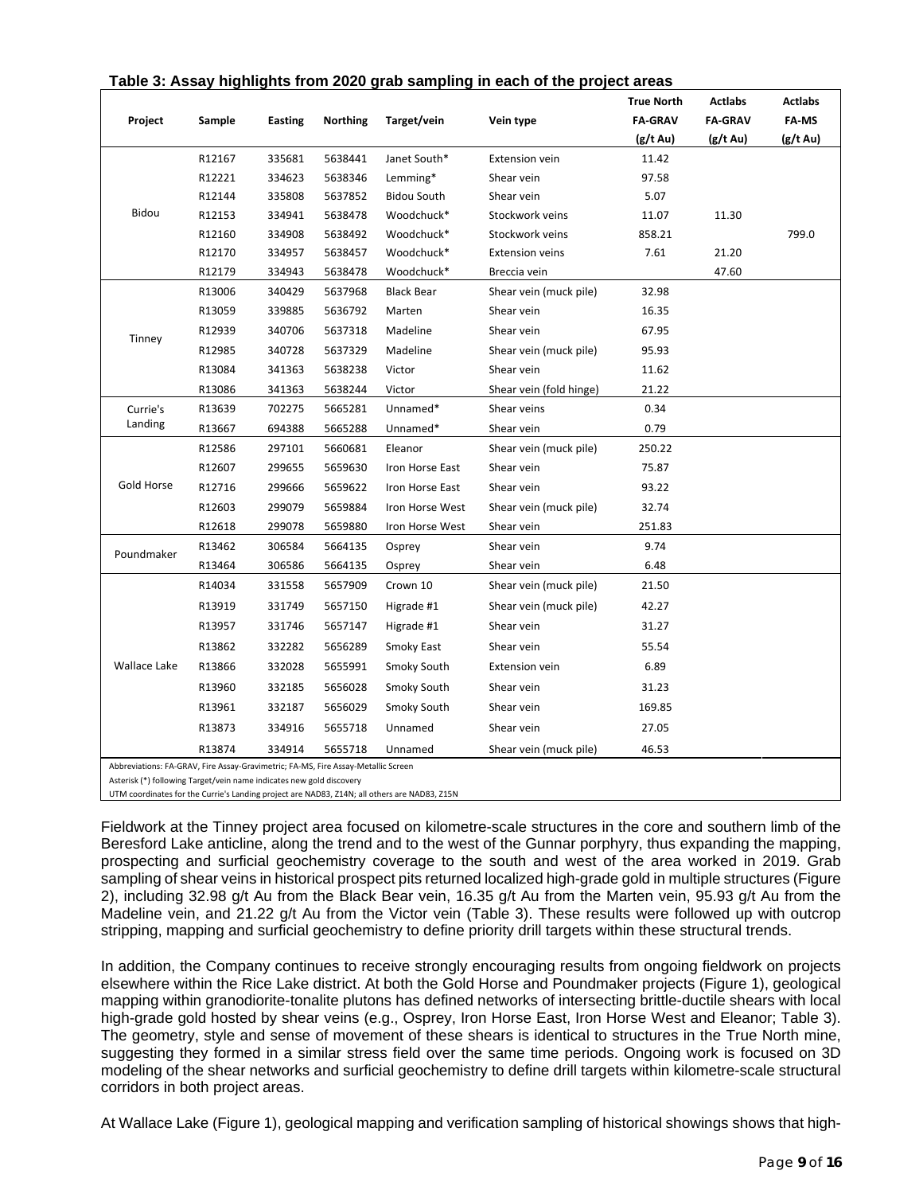**Table 3: Assay highlights from 2020 grab sampling in each of the project areas**

| Project | Sample | Easting | Northing | Target/vein | Vein type | True North FA-GRAV (g/t Au) | Actlabs FA-GRAV (g/t Au) | Actlabs FA-MS (g/t Au) |
|---|---|---|---|---|---|---|---|---|
| Bidou | R12167 | 335681 | 5638441 | Janet South* | Extension vein | 11.42 | | |
| | R12221 | 334623 | 5638346 | Lemming* | Shear vein | 97.58 | | |
| | R12144 | 335808 | 5637852 | Bidou South | Shear vein | 5.07 | | |
| | R12153 | 334941 | 5638478 | Woodchuck* | Stockwork veins | 11.07 | 11.30 | |
| | R12160 | 334908 | 5638492 | Woodchuck* | Stockwork veins | 858.21 | | 799.0 |
| | R12170 | 334957 | 5638457 | Woodchuck* | Extension veins | 7.61 | 21.20 | |
| | R12179 | 334943 | 5638478 | Woodchuck* | Breccia vein | | 47.60 | |
| Tinney | R13006 | 340429 | 5637968 | Black Bear | Shear vein (muck pile) | 32.98 | | |
| | R13059 | 339885 | 5636792 | Marten | Shear vein | 16.35 | | |
| | R12939 | 340706 | 5637318 | Madeline | Shear vein | 67.95 | | |
| | R12985 | 340728 | 5637329 | Madeline | Shear vein (muck pile) | 95.93 | | |
| | R13084 | 341363 | 5638238 | Victor | Shear vein | 11.62 | | |
| | R13086 | 341363 | 5638244 | Victor | Shear vein (fold hinge) | 21.22 | | |
| Currie's Landing | R13639 | 702275 | 5665281 | Unnamed* | Shear veins | 0.34 | | |
| | R13667 | 694388 | 5665288 | Unnamed* | Shear vein | 0.79 | | |
| Gold Horse | R12586 | 297101 | 5660681 | Eleanor | Shear vein (muck pile) | 250.22 | | |
| | R12607 | 299655 | 5659630 | Iron Horse East | Shear vein | 75.87 | | |
| | R12716 | 299666 | 5659622 | Iron Horse East | Shear vein | 93.22 | | |
| | R12603 | 299079 | 5659884 | Iron Horse West | Shear vein (muck pile) | 32.74 | | |
| | R12618 | 299078 | 5659880 | Iron Horse West | Shear vein | 251.83 | | |
| Poundmaker | R13462 | 306584 | 5664135 | Osprey | Shear vein | 9.74 | | |
| | R13464 | 306586 | 5664135 | Osprey | Shear vein | 6.48 | | |
| Wallace Lake | R14034 | 331558 | 5657909 | Crown 10 | Shear vein (muck pile) | 21.50 | | |
| | R13919 | 331749 | 5657150 | Higrade #1 | Shear vein (muck pile) | 42.27 | | |
| | R13957 | 331746 | 5657147 | Higrade #1 | Shear vein | 31.27 | | |
| | R13862 | 332282 | 5656289 | Smoky East | Shear vein | 55.54 | | |
| | R13866 | 332028 | 5655991 | Smoky South | Extension vein | 6.89 | | |
| | R13960 | 332185 | 5656028 | Smoky South | Shear vein | 31.23 | | |
| | R13961 | 332187 | 5656029 | Smoky South | Shear vein | 169.85 | | |
| | R13873 | 334916 | 5655718 | Unnamed | Shear vein | 27.05 | | |
| | R13874 | 334914 | 5655718 | Unnamed | Shear vein (muck pile) | 46.53 | | |

Abbreviations: FA-GRAV, Fire Assay-Gravimetric; FA-MS, Fire Assay-Metallic Screen

Asterisk (*) following Target/vein name indicates new gold discovery

UTM coordinates for the Currie's Landing project are NAD83, Z14N; all others are NAD83, Z15N

Fieldwork at the Tinney project area focused on kilometre-scale structures in the core and southern limb of the Beresford Lake anticline, along the trend and to the west of the Gunnar porphyry, thus expanding the mapping, prospecting and surficial geochemistry coverage to the south and west of the area worked in 2019. Grab sampling of shear veins in historical prospect pits returned localized high-grade gold in multiple structures (Figure 2), including 32.98 g/t Au from the Black Bear vein, 16.35 g/t Au from the Marten vein, 95.93 g/t Au from the Madeline vein, and 21.22 g/t Au from the Victor vein (Table 3). These results were followed up with outcrop stripping, mapping and surficial geochemistry to define priority drill targets within these structural trends.

In addition, the Company continues to receive strongly encouraging results from ongoing fieldwork on projects elsewhere within the Rice Lake district. At both the Gold Horse and Poundmaker projects (Figure 1), geological mapping within granodiorite-tonalite plutons has defined networks of intersecting brittle-ductile shears with local high-grade gold hosted by shear veins (e.g., Osprey, Iron Horse East, Iron Horse West and Eleanor; Table 3). The geometry, style and sense of movement of these shears is identical to structures in the True North mine, suggesting they formed in a similar stress field over the same time periods. Ongoing work is focused on 3D modeling of the shear networks and surficial geochemistry to define drill targets within kilometre-scale structural corridors in both project areas.

At Wallace Lake (Figure 1), geological mapping and verification sampling of historical showings shows that high-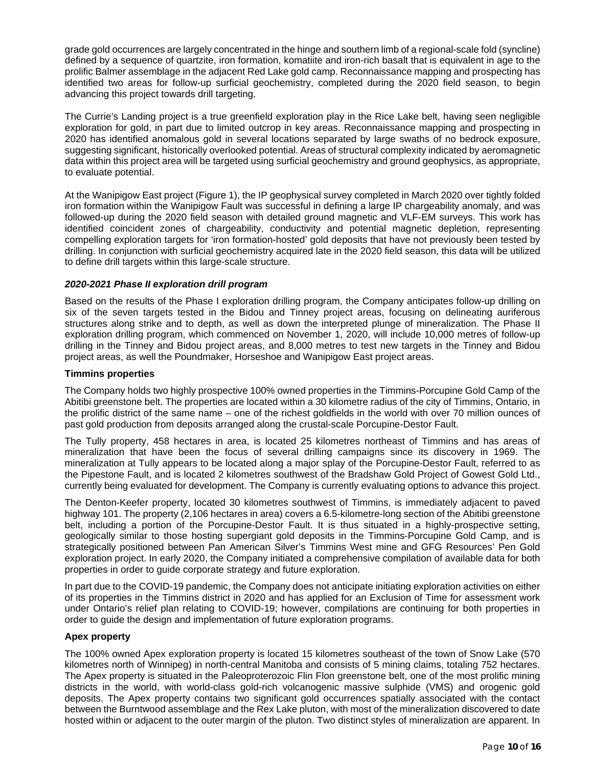grade gold occurrences are largely concentrated in the hinge and southern limb of a regional-scale fold (syncline) defined by a sequence of quartzite, iron formation, komatiite and iron-rich basalt that is equivalent in age to the prolific Balmer assemblage in the adjacent Red Lake gold camp. Reconnaissance mapping and prospecting has identified two areas for follow-up surficial geochemistry, completed during the 2020 field season, to begin advancing this project towards drill targeting.

The Currie's Landing project is a true greenfield exploration play in the Rice Lake belt, having seen negligible exploration for gold, in part due to limited outcrop in key areas. Reconnaissance mapping and prospecting in 2020 has identified anomalous gold in several locations separated by large swaths of no bedrock exposure, suggesting significant, historically overlooked potential. Areas of structural complexity indicated by aeromagnetic data within this project area will be targeted using surficial geochemistry and ground geophysics, as appropriate, to evaluate potential.

At the Wanipigow East project (Figure 1), the IP geophysical survey completed in March 2020 over tightly folded iron formation within the Wanipigow Fault was successful in defining a large IP chargeability anomaly, and was followed-up during the 2020 field season with detailed ground magnetic and VLF-EM surveys. This work has identified coincident zones of chargeability, conductivity and potential magnetic depletion, representing compelling exploration targets for 'iron formation-hosted' gold deposits that have not previously been tested by drilling. In conjunction with surficial geochemistry acquired late in the 2020 field season, this data will be utilized to define drill targets within this large-scale structure.

***2020-2021 Phase II exploration drill program***

Based on the results of the Phase I exploration drilling program, the Company anticipates follow-up drilling on six of the seven targets tested in the Bidou and Tinney project areas, focusing on delineating auriferous structures along strike and to depth, as well as down the interpreted plunge of mineralization. The Phase II exploration drilling program, which commenced on November 1, 2020, will include 10,000 metres of follow-up drilling in the Tinney and Bidou project areas, and 8,000 metres to test new targets in the Tinney and Bidou project areas, as well the Poundmaker, Horseshoe and Wanipigow East project areas.

**Timmins properties**

The Company holds two highly prospective 100% owned properties in the Timmins-Porcupine Gold Camp of the Abitibi greenstone belt. The properties are located within a 30 kilometre radius of the city of Timmins, Ontario, in the prolific district of the same name – one of the richest goldfields in the world with over 70 million ounces of past gold production from deposits arranged along the crustal-scale Porcupine-Destor Fault.

The Tully property, 458 hectares in area, is located 25 kilometres northeast of Timmins and has areas of mineralization that have been the focus of several drilling campaigns since its discovery in 1969. The mineralization at Tully appears to be located along a major splay of the Porcupine-Destor Fault, referred to as the Pipestone Fault, and is located 2 kilometres southwest of the Bradshaw Gold Project of Gowest Gold Ltd., currently being evaluated for development. The Company is currently evaluating options to advance this project.

The Denton-Keefer property, located 30 kilometres southwest of Timmins, is immediately adjacent to paved highway 101. The property (2,106 hectares in area) covers a 6.5-kilometre-long section of the Abitibi greenstone belt, including a portion of the Porcupine-Destor Fault. It is thus situated in a highly-prospective setting, geologically similar to those hosting supergiant gold deposits in the Timmins-Porcupine Gold Camp, and is strategically positioned between Pan American Silver's Timmins West mine and GFG Resources' Pen Gold exploration project. In early 2020, the Company initiated a comprehensive compilation of available data for both properties in order to guide corporate strategy and future exploration.

In part due to the COVID-19 pandemic, the Company does not anticipate initiating exploration activities on either of its properties in the Timmins district in 2020 and has applied for an Exclusion of Time for assessment work under Ontario's relief plan relating to COVID-19; however, compilations are continuing for both properties in order to guide the design and implementation of future exploration programs.

**Apex property**

The 100% owned Apex exploration property is located 15 kilometres southeast of the town of Snow Lake (570 kilometres north of Winnipeg) in north-central Manitoba and consists of 5 mining claims, totaling 752 hectares. The Apex property is situated in the Paleoproterozoic Flin Flon greenstone belt, one of the most prolific mining districts in the world, with world-class gold-rich volcanogenic massive sulphide (VMS) and orogenic gold deposits. The Apex property contains two significant gold occurrences spatially associated with the contact between the Burntwood assemblage and the Rex Lake pluton, with most of the mineralization discovered to date hosted within or adjacent to the outer margin of the pluton. Two distinct styles of mineralization are apparent. In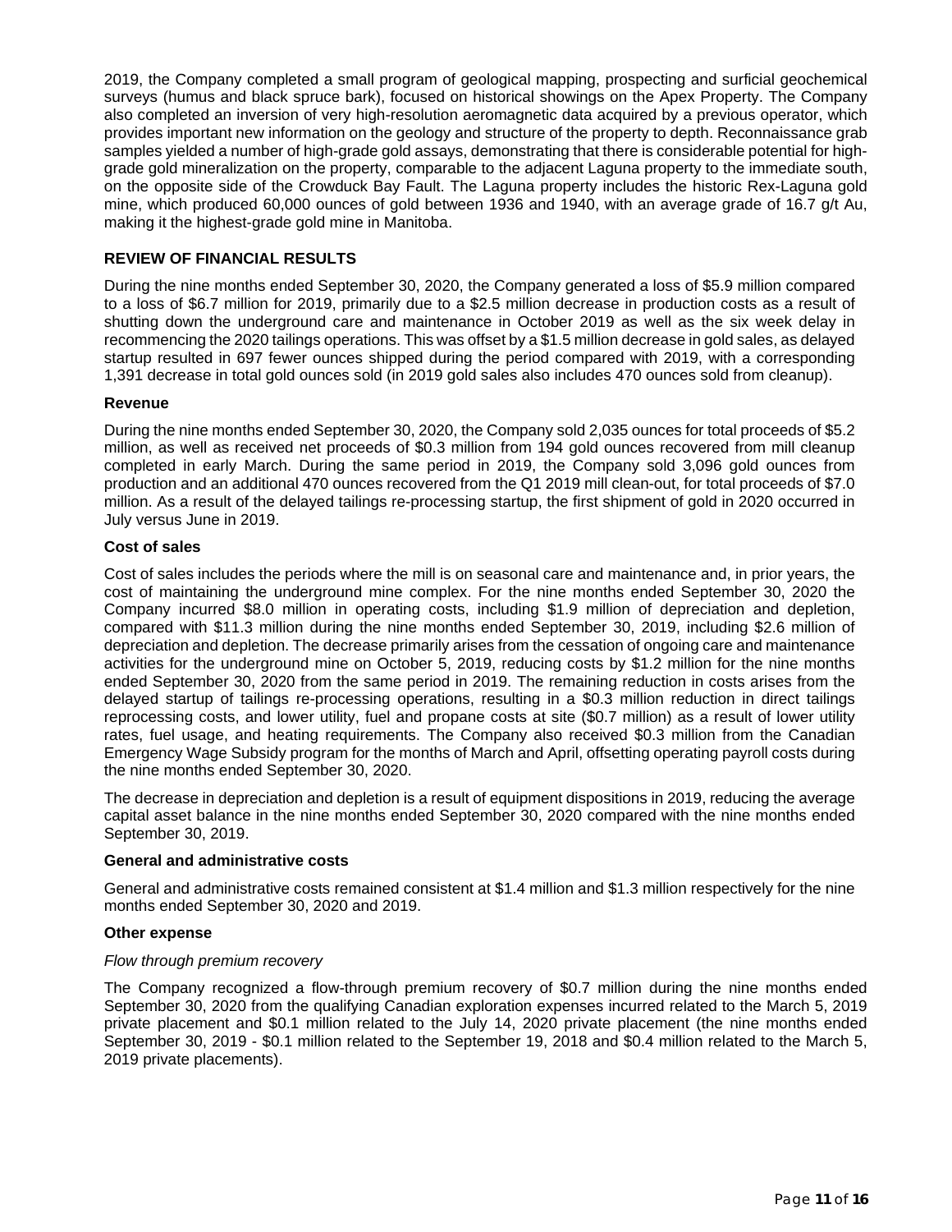2019, the Company completed a small program of geological mapping, prospecting and surficial geochemical surveys (humus and black spruce bark), focused on historical showings on the Apex Property. The Company also completed an inversion of very high-resolution aeromagnetic data acquired by a previous operator, which provides important new information on the geology and structure of the property to depth. Reconnaissance grab samples yielded a number of high-grade gold assays, demonstrating that there is considerable potential for high-grade gold mineralization on the property, comparable to the adjacent Laguna property to the immediate south, on the opposite side of the Crowduck Bay Fault. The Laguna property includes the historic Rex-Laguna gold mine, which produced 60,000 ounces of gold between 1936 and 1940, with an average grade of 16.7 g/t Au, making it the highest-grade gold mine in Manitoba.

## REVIEW OF FINANCIAL RESULTS

During the nine months ended September 30, 2020, the Company generated a loss of $5.9 million compared to a loss of $6.7 million for 2019, primarily due to a $2.5 million decrease in production costs as a result of shutting down the underground care and maintenance in October 2019 as well as the six week delay in recommencing the 2020 tailings operations. This was offset by a $1.5 million decrease in gold sales, as delayed startup resulted in 697 fewer ounces shipped during the period compared with 2019, with a corresponding 1,391 decrease in total gold ounces sold (in 2019 gold sales also includes 470 ounces sold from cleanup).

### Revenue

During the nine months ended September 30, 2020, the Company sold 2,035 ounces for total proceeds of $5.2 million, as well as received net proceeds of $0.3 million from 194 gold ounces recovered from mill cleanup completed in early March. During the same period in 2019, the Company sold 3,096 gold ounces from production and an additional 470 ounces recovered from the Q1 2019 mill clean-out, for total proceeds of $7.0 million. As a result of the delayed tailings re-processing startup, the first shipment of gold in 2020 occurred in July versus June in 2019.

### Cost of sales

Cost of sales includes the periods where the mill is on seasonal care and maintenance and, in prior years, the cost of maintaining the underground mine complex. For the nine months ended September 30, 2020 the Company incurred $8.0 million in operating costs, including $1.9 million of depreciation and depletion, compared with $11.3 million during the nine months ended September 30, 2019, including $2.6 million of depreciation and depletion. The decrease primarily arises from the cessation of ongoing care and maintenance activities for the underground mine on October 5, 2019, reducing costs by $1.2 million for the nine months ended September 30, 2020 from the same period in 2019. The remaining reduction in costs arises from the delayed startup of tailings re-processing operations, resulting in a $0.3 million reduction in direct tailings reprocessing costs, and lower utility, fuel and propane costs at site ($0.7 million) as a result of lower utility rates, fuel usage, and heating requirements. The Company also received $0.3 million from the Canadian Emergency Wage Subsidy program for the months of March and April, offsetting operating payroll costs during the nine months ended September 30, 2020.

The decrease in depreciation and depletion is a result of equipment dispositions in 2019, reducing the average capital asset balance in the nine months ended September 30, 2020 compared with the nine months ended September 30, 2019.

### General and administrative costs

General and administrative costs remained consistent at $1.4 million and $1.3 million respectively for the nine months ended September 30, 2020 and 2019.

### Other expense

*Flow through premium recovery*

The Company recognized a flow-through premium recovery of $0.7 million during the nine months ended September 30, 2020 from the qualifying Canadian exploration expenses incurred related to the March 5, 2019 private placement and $0.1 million related to the July 14, 2020 private placement (the nine months ended September 30, 2019 - $0.1 million related to the September 19, 2018 and $0.4 million related to the March 5, 2019 private placements).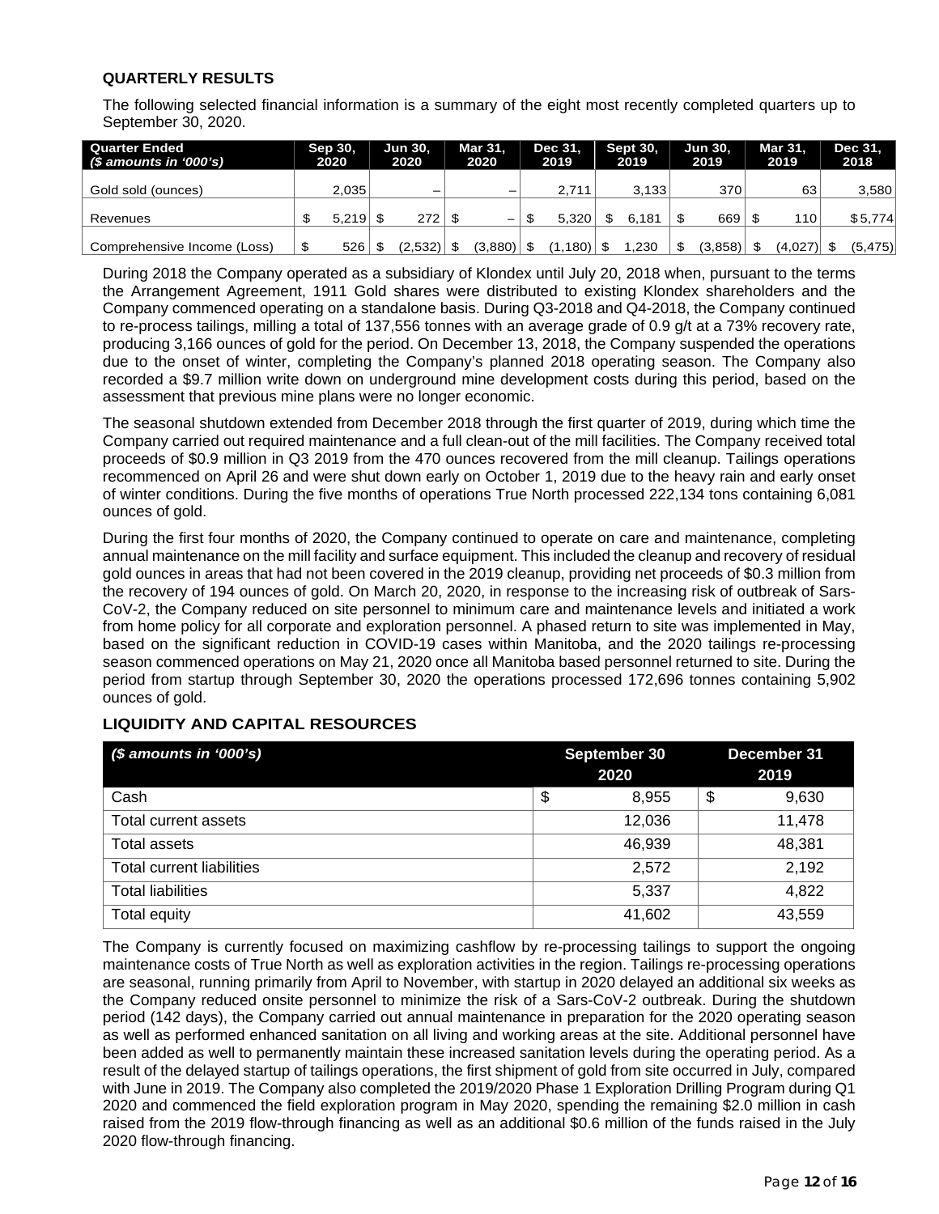## QUARTERLY RESULTS

The following selected financial information is a summary of the eight most recently completed quarters up to September 30, 2020.

| Quarter Ended ($ amounts in '000's) | Sep 30, 2020 | Jun 30, 2020 | Mar 31, 2020 | Dec 31, 2019 | Sept 30, 2019 | Jun 30, 2019 | Mar 31, 2019 | Dec 31, 2018 |
|---|---|---|---|---|---|---|---|---|
| Gold sold (ounces) | 2,035 | – | – | 2,711 | 3,133 | 370 | 63 | 3,580 |
| Revenues | $ 5,219 | $ 272 | $ – | $ 5,320 | $ 6,181 | $ 669 | $ 110 | $ 5,774 |
| Comprehensive Income (Loss) | $ 526 | $ (2,532) | $ (3,880) | $ (1,180) | $ 1,230 | $ (3,858) | $ (4,027) | $ (5,475) |

During 2018 the Company operated as a subsidiary of Klondex until July 20, 2018 when, pursuant to the terms the Arrangement Agreement, 1911 Gold shares were distributed to existing Klondex shareholders and the Company commenced operating on a standalone basis. During Q3-2018 and Q4-2018, the Company continued to re-process tailings, milling a total of 137,556 tonnes with an average grade of 0.9 g/t at a 73% recovery rate, producing 3,166 ounces of gold for the period. On December 13, 2018, the Company suspended the operations due to the onset of winter, completing the Company's planned 2018 operating season. The Company also recorded a $9.7 million write down on underground mine development costs during this period, based on the assessment that previous mine plans were no longer economic.

The seasonal shutdown extended from December 2018 through the first quarter of 2019, during which time the Company carried out required maintenance and a full clean-out of the mill facilities. The Company received total proceeds of $0.9 million in Q3 2019 from the 470 ounces recovered from the mill cleanup. Tailings operations recommenced on April 26 and were shut down early on October 1, 2019 due to the heavy rain and early onset of winter conditions. During the five months of operations True North processed 222,134 tons containing 6,081 ounces of gold.

During the first four months of 2020, the Company continued to operate on care and maintenance, completing annual maintenance on the mill facility and surface equipment. This included the cleanup and recovery of residual gold ounces in areas that had not been covered in the 2019 cleanup, providing net proceeds of $0.3 million from the recovery of 194 ounces of gold. On March 20, 2020, in response to the increasing risk of outbreak of Sars-CoV-2, the Company reduced on site personnel to minimum care and maintenance levels and initiated a work from home policy for all corporate and exploration personnel. A phased return to site was implemented in May, based on the significant reduction in COVID-19 cases within Manitoba, and the 2020 tailings re-processing season commenced operations on May 21, 2020 once all Manitoba based personnel returned to site. During the period from startup through September 30, 2020 the operations processed 172,696 tonnes containing 5,902 ounces of gold.

## LIQUIDITY AND CAPITAL RESOURCES

| ($ amounts in '000's) | September 30 2020 | December 31 2019 |
|---|---|---|
| Cash | $ 8,955 | $ 9,630 |
| Total current assets | 12,036 | 11,478 |
| Total assets | 46,939 | 48,381 |
| Total current liabilities | 2,572 | 2,192 |
| Total liabilities | 5,337 | 4,822 |
| Total equity | 41,602 | 43,559 |

The Company is currently focused on maximizing cashflow by re-processing tailings to support the ongoing maintenance costs of True North as well as exploration activities in the region. Tailings re-processing operations are seasonal, running primarily from April to November, with startup in 2020 delayed an additional six weeks as the Company reduced onsite personnel to minimize the risk of a Sars-CoV-2 outbreak. During the shutdown period (142 days), the Company carried out annual maintenance in preparation for the 2020 operating season as well as performed enhanced sanitation on all living and working areas at the site. Additional personnel have been added as well to permanently maintain these increased sanitation levels during the operating period. As a result of the delayed startup of tailings operations, the first shipment of gold from site occurred in July, compared with June in 2019. The Company also completed the 2019/2020 Phase 1 Exploration Drilling Program during Q1 2020 and commenced the field exploration program in May 2020, spending the remaining $2.0 million in cash raised from the 2019 flow-through financing as well as an additional $0.6 million of the funds raised in the July 2020 flow-through financing.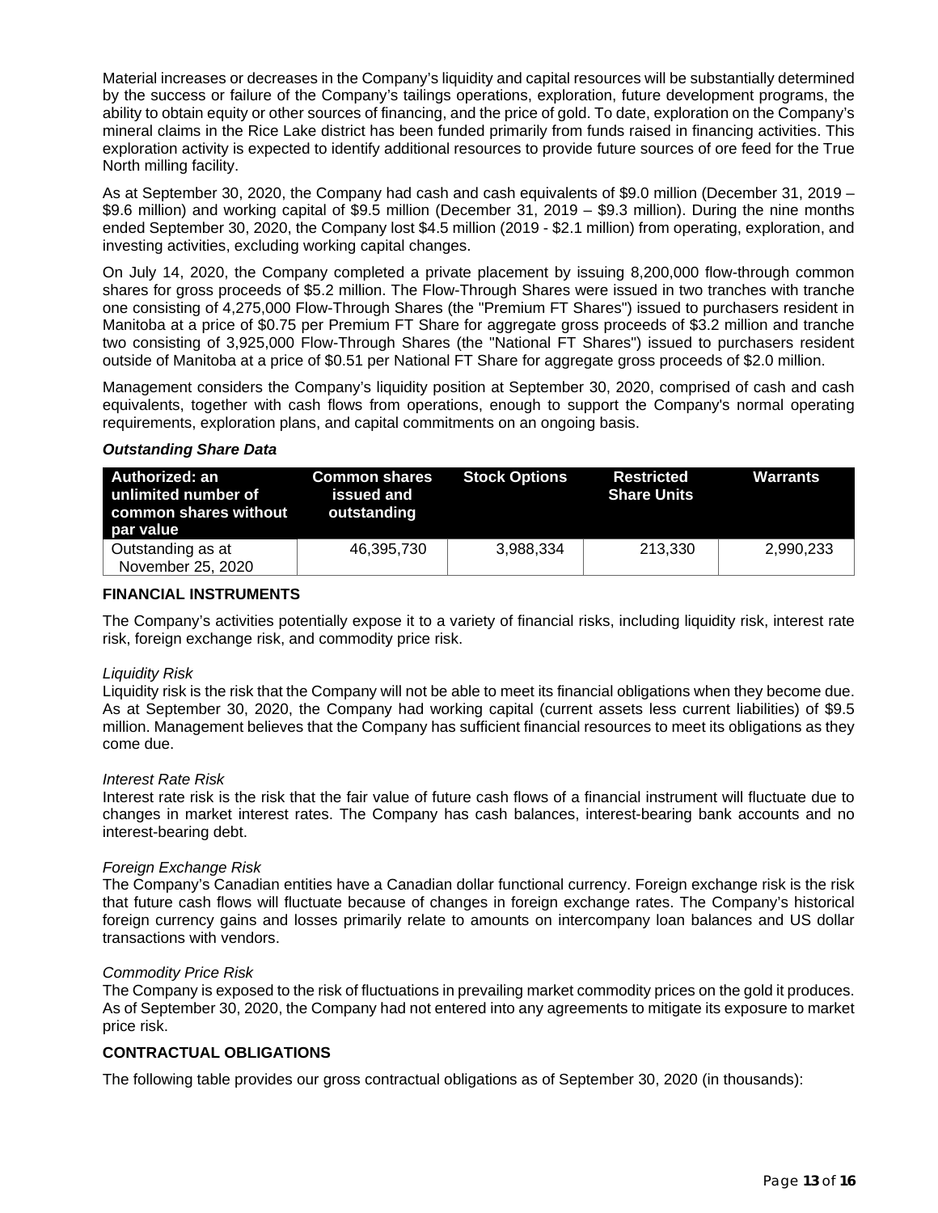Material increases or decreases in the Company's liquidity and capital resources will be substantially determined by the success or failure of the Company's tailings operations, exploration, future development programs, the ability to obtain equity or other sources of financing, and the price of gold. To date, exploration on the Company's mineral claims in the Rice Lake district has been funded primarily from funds raised in financing activities. This exploration activity is expected to identify additional resources to provide future sources of ore feed for the True North milling facility.

As at September 30, 2020, the Company had cash and cash equivalents of $9.0 million (December 31, 2019 – $9.6 million) and working capital of $9.5 million (December 31, 2019 – $9.3 million). During the nine months ended September 30, 2020, the Company lost $4.5 million (2019 - $2.1 million) from operating, exploration, and investing activities, excluding working capital changes.

On July 14, 2020, the Company completed a private placement by issuing 8,200,000 flow-through common shares for gross proceeds of $5.2 million. The Flow-Through Shares were issued in two tranches with tranche one consisting of 4,275,000 Flow-Through Shares (the "Premium FT Shares") issued to purchasers resident in Manitoba at a price of $0.75 per Premium FT Share for aggregate gross proceeds of $3.2 million and tranche two consisting of 3,925,000 Flow-Through Shares (the "National FT Shares") issued to purchasers resident outside of Manitoba at a price of $0.51 per National FT Share for aggregate gross proceeds of $2.0 million.

Management considers the Company's liquidity position at September 30, 2020, comprised of cash and cash equivalents, together with cash flows from operations, enough to support the Company's normal operating requirements, exploration plans, and capital commitments on an ongoing basis.

***Outstanding Share Data***

| Authorized: an unlimited number of common shares without par value | Common shares issued and outstanding | Stock Options | Restricted Share Units | Warrants |
|---|---|---|---|---|
| Outstanding as at November 25, 2020 | 46,395,730 | 3,988,334 | 213,330 | 2,990,233 |

## FINANCIAL INSTRUMENTS

The Company's activities potentially expose it to a variety of financial risks, including liquidity risk, interest rate risk, foreign exchange risk, and commodity price risk.

*Liquidity Risk*
Liquidity risk is the risk that the Company will not be able to meet its financial obligations when they become due. As at September 30, 2020, the Company had working capital (current assets less current liabilities) of $9.5 million. Management believes that the Company has sufficient financial resources to meet its obligations as they come due.

*Interest Rate Risk*
Interest rate risk is the risk that the fair value of future cash flows of a financial instrument will fluctuate due to changes in market interest rates. The Company has cash balances, interest-bearing bank accounts and no interest-bearing debt.

*Foreign Exchange Risk*
The Company's Canadian entities have a Canadian dollar functional currency. Foreign exchange risk is the risk that future cash flows will fluctuate because of changes in foreign exchange rates. The Company's historical foreign currency gains and losses primarily relate to amounts on intercompany loan balances and US dollar transactions with vendors.

*Commodity Price Risk*
The Company is exposed to the risk of fluctuations in prevailing market commodity prices on the gold it produces. As of September 30, 2020, the Company had not entered into any agreements to mitigate its exposure to market price risk.

## CONTRACTUAL OBLIGATIONS

The following table provides our gross contractual obligations as of September 30, 2020 (in thousands):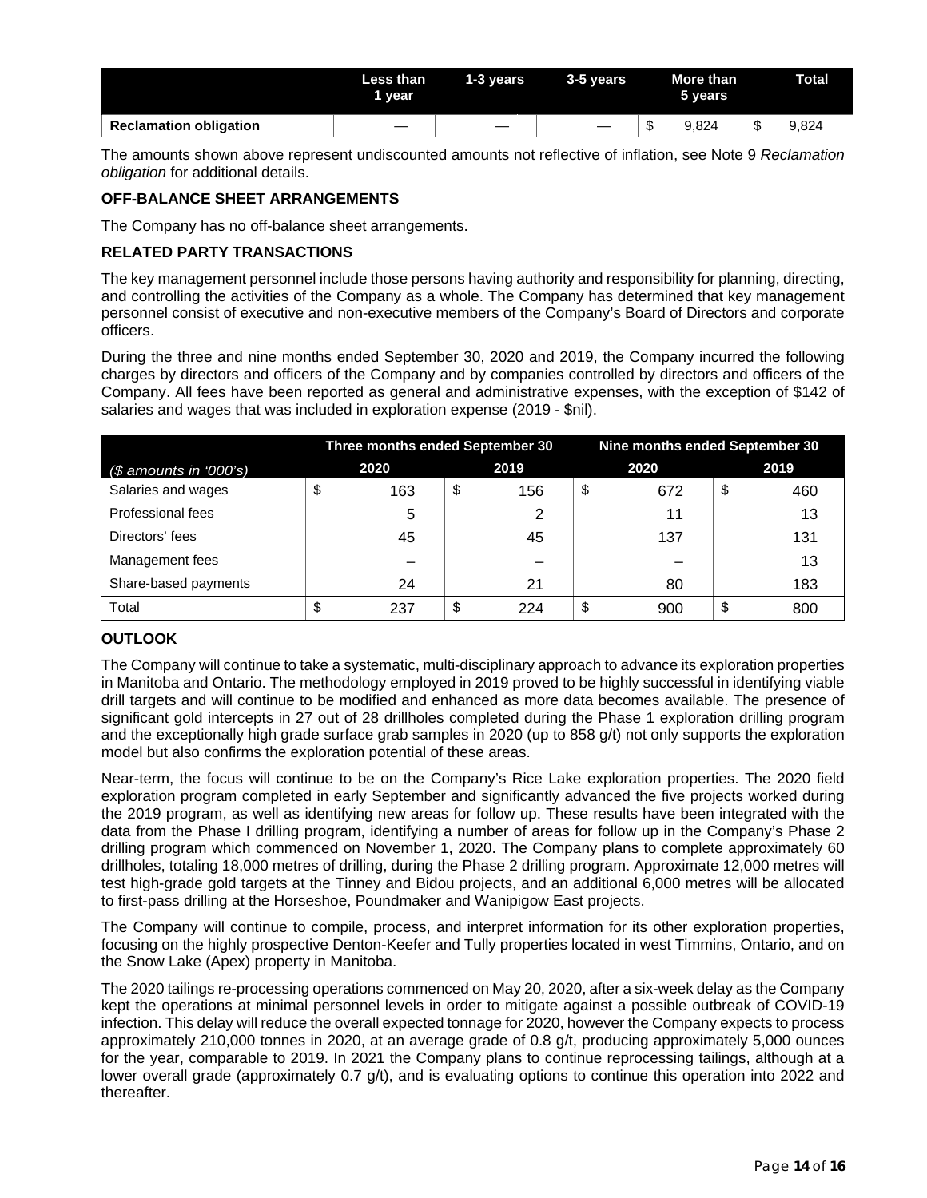| | Less than 1 year | 1-3 years | 3-5 years | More than 5 years | Total |
|---|---|---|---|---|---|
| **Reclamation obligation** | — | — | — | $ 9,824 | $ 9,824 |

The amounts shown above represent undiscounted amounts not reflective of inflation, see Note 9 *Reclamation obligation* for additional details.

**OFF-BALANCE SHEET ARRANGEMENTS**

The Company has no off-balance sheet arrangements.

**RELATED PARTY TRANSACTIONS**

The key management personnel include those persons having authority and responsibility for planning, directing, and controlling the activities of the Company as a whole. The Company has determined that key management personnel consist of executive and non-executive members of the Company's Board of Directors and corporate officers.

During the three and nine months ended September 30, 2020 and 2019, the Company incurred the following charges by directors and officers of the Company and by companies controlled by directors and officers of the Company. All fees have been reported as general and administrative expenses, with the exception of $142 of salaries and wages that was included in exploration expense (2019 - $nil).

| | Three months ended September 30 | | Nine months ended September 30 | |
|---|---|---|---|---|
| *($ amounts in '000's)* | 2020 | 2019 | 2020 | 2019 |
| Salaries and wages | $ 163 | $ 156 | $ 672 | $ 460 |
| Professional fees | 5 | 2 | 11 | 13 |
| Directors' fees | 45 | 45 | 137 | 131 |
| Management fees | – | – | – | 13 |
| Share-based payments | 24 | 21 | 80 | 183 |
| Total | $ 237 | $ 224 | $ 900 | $ 800 |

**OUTLOOK**

The Company will continue to take a systematic, multi-disciplinary approach to advance its exploration properties in Manitoba and Ontario. The methodology employed in 2019 proved to be highly successful in identifying viable drill targets and will continue to be modified and enhanced as more data becomes available. The presence of significant gold intercepts in 27 out of 28 drillholes completed during the Phase 1 exploration drilling program and the exceptionally high grade surface grab samples in 2020 (up to 858 g/t) not only supports the exploration model but also confirms the exploration potential of these areas.

Near-term, the focus will continue to be on the Company's Rice Lake exploration properties. The 2020 field exploration program completed in early September and significantly advanced the five projects worked during the 2019 program, as well as identifying new areas for follow up. These results have been integrated with the data from the Phase I drilling program, identifying a number of areas for follow up in the Company's Phase 2 drilling program which commenced on November 1, 2020. The Company plans to complete approximately 60 drillholes, totaling 18,000 metres of drilling, during the Phase 2 drilling program. Approximate 12,000 metres will test high-grade gold targets at the Tinney and Bidou projects, and an additional 6,000 metres will be allocated to first-pass drilling at the Horseshoe, Poundmaker and Wanipigow East projects.

The Company will continue to compile, process, and interpret information for its other exploration properties, focusing on the highly prospective Denton-Keefer and Tully properties located in west Timmins, Ontario, and on the Snow Lake (Apex) property in Manitoba.

The 2020 tailings re-processing operations commenced on May 20, 2020, after a six-week delay as the Company kept the operations at minimal personnel levels in order to mitigate against a possible outbreak of COVID-19 infection. This delay will reduce the overall expected tonnage for 2020, however the Company expects to process approximately 210,000 tonnes in 2020, at an average grade of 0.8 g/t, producing approximately 5,000 ounces for the year, comparable to 2019. In 2021 the Company plans to continue reprocessing tailings, although at a lower overall grade (approximately 0.7 g/t), and is evaluating options to continue this operation into 2022 and thereafter.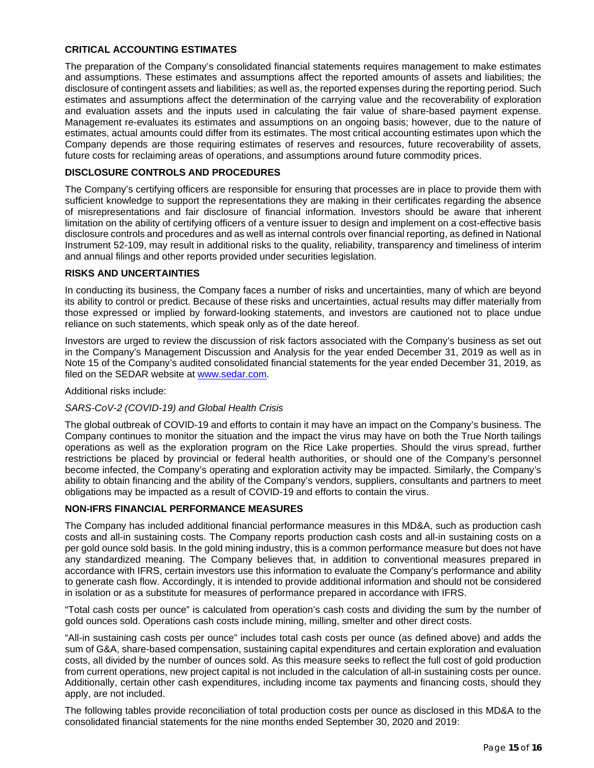## CRITICAL ACCOUNTING ESTIMATES

The preparation of the Company's consolidated financial statements requires management to make estimates and assumptions. These estimates and assumptions affect the reported amounts of assets and liabilities; the disclosure of contingent assets and liabilities; as well as, the reported expenses during the reporting period. Such estimates and assumptions affect the determination of the carrying value and the recoverability of exploration and evaluation assets and the inputs used in calculating the fair value of share-based payment expense. Management re-evaluates its estimates and assumptions on an ongoing basis; however, due to the nature of estimates, actual amounts could differ from its estimates. The most critical accounting estimates upon which the Company depends are those requiring estimates of reserves and resources, future recoverability of assets, future costs for reclaiming areas of operations, and assumptions around future commodity prices.

## DISCLOSURE CONTROLS AND PROCEDURES

The Company's certifying officers are responsible for ensuring that processes are in place to provide them with sufficient knowledge to support the representations they are making in their certificates regarding the absence of misrepresentations and fair disclosure of financial information. Investors should be aware that inherent limitation on the ability of certifying officers of a venture issuer to design and implement on a cost-effective basis disclosure controls and procedures and as well as internal controls over financial reporting, as defined in National Instrument 52-109, may result in additional risks to the quality, reliability, transparency and timeliness of interim and annual filings and other reports provided under securities legislation.

## RISKS AND UNCERTAINTIES

In conducting its business, the Company faces a number of risks and uncertainties, many of which are beyond its ability to control or predict. Because of these risks and uncertainties, actual results may differ materially from those expressed or implied by forward-looking statements, and investors are cautioned not to place undue reliance on such statements, which speak only as of the date hereof.

Investors are urged to review the discussion of risk factors associated with the Company's business as set out in the Company's Management Discussion and Analysis for the year ended December 31, 2019 as well as in Note 15 of the Company's audited consolidated financial statements for the year ended December 31, 2019, as filed on the SEDAR website at www.sedar.com.

Additional risks include:

*SARS-CoV-2 (COVID-19) and Global Health Crisis*

The global outbreak of COVID-19 and efforts to contain it may have an impact on the Company's business. The Company continues to monitor the situation and the impact the virus may have on both the True North tailings operations as well as the exploration program on the Rice Lake properties. Should the virus spread, further restrictions be placed by provincial or federal health authorities, or should one of the Company's personnel become infected, the Company's operating and exploration activity may be impacted. Similarly, the Company's ability to obtain financing and the ability of the Company's vendors, suppliers, consultants and partners to meet obligations may be impacted as a result of COVID-19 and efforts to contain the virus.

## NON-IFRS FINANCIAL PERFORMANCE MEASURES

The Company has included additional financial performance measures in this MD&A, such as production cash costs and all-in sustaining costs. The Company reports production cash costs and all-in sustaining costs on a per gold ounce sold basis. In the gold mining industry, this is a common performance measure but does not have any standardized meaning. The Company believes that, in addition to conventional measures prepared in accordance with IFRS, certain investors use this information to evaluate the Company's performance and ability to generate cash flow. Accordingly, it is intended to provide additional information and should not be considered in isolation or as a substitute for measures of performance prepared in accordance with IFRS.

"Total cash costs per ounce" is calculated from operation's cash costs and dividing the sum by the number of gold ounces sold. Operations cash costs include mining, milling, smelter and other direct costs.

"All-in sustaining cash costs per ounce" includes total cash costs per ounce (as defined above) and adds the sum of G&A, share-based compensation, sustaining capital expenditures and certain exploration and evaluation costs, all divided by the number of ounces sold. As this measure seeks to reflect the full cost of gold production from current operations, new project capital is not included in the calculation of all-in sustaining costs per ounce. Additionally, certain other cash expenditures, including income tax payments and financing costs, should they apply, are not included.

The following tables provide reconciliation of total production costs per ounce as disclosed in this MD&A to the consolidated financial statements for the nine months ended September 30, 2020 and 2019: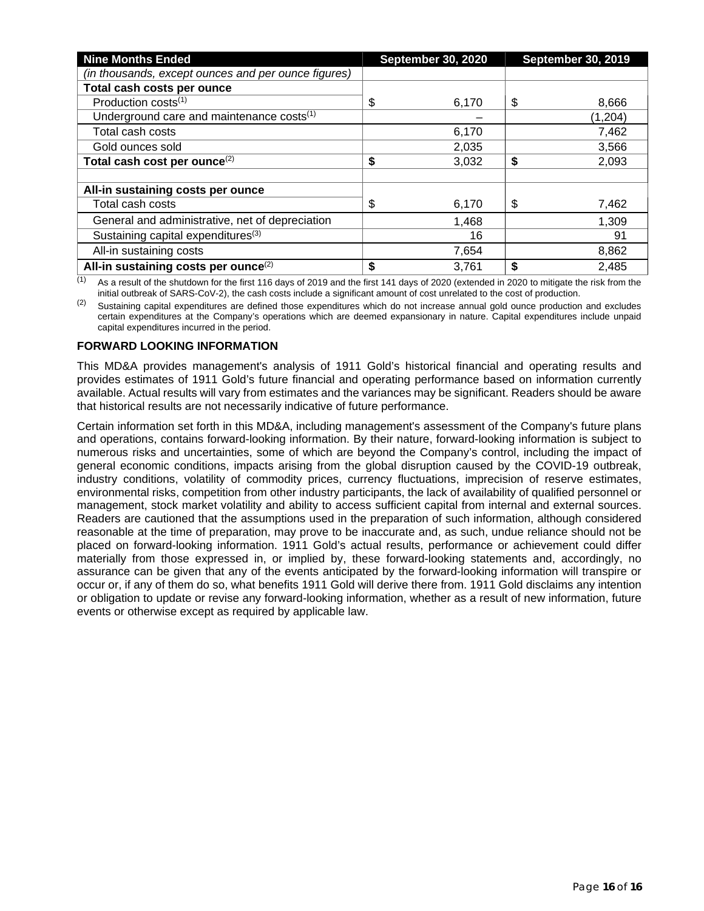| Nine Months Ended | September 30, 2020 | September 30, 2019 |
|---|---|---|
| *(in thousands, except ounces and per ounce figures)* | | |
| **Total cash costs per ounce** | | |
| Production costs[(1)] | $ 6,170 | $ 8,666 |
| Underground care and maintenance costs[(1)] | – | (1,204) |
| Total cash costs | 6,170 | 7,462 |
| Gold ounces sold | 2,035 | 3,566 |
| **Total cash cost per ounce**[(2)] | **$** 3,032 | **$** 2,093 |
| | | |
| **All-in sustaining costs per ounce** | | |
| Total cash costs | $ 6,170 | $ 7,462 |
| General and administrative, net of depreciation | 1,468 | 1,309 |
| Sustaining capital expenditures[(3)] | 16 | 91 |
| All-in sustaining costs | 7,654 | 8,862 |
| **All-in sustaining costs per ounce**[(2)] | **$** 3,761 | **$** 2,485 |

(1) As a result of the shutdown for the first 116 days of 2019 and the first 141 days of 2020 (extended in 2020 to mitigate the risk from the initial outbreak of SARS-CoV-2), the cash costs include a significant amount of cost unrelated to the cost of production.

(2) Sustaining capital expenditures are defined those expenditures which do not increase annual gold ounce production and excludes certain expenditures at the Company's operations which are deemed expansionary in nature. Capital expenditures include unpaid capital expenditures incurred in the period.

## FORWARD LOOKING INFORMATION

This MD&A provides management's analysis of 1911 Gold's historical financial and operating results and provides estimates of 1911 Gold's future financial and operating performance based on information currently available. Actual results will vary from estimates and the variances may be significant. Readers should be aware that historical results are not necessarily indicative of future performance.

Certain information set forth in this MD&A, including management's assessment of the Company's future plans and operations, contains forward-looking information. By their nature, forward-looking information is subject to numerous risks and uncertainties, some of which are beyond the Company's control, including the impact of general economic conditions, impacts arising from the global disruption caused by the COVID-19 outbreak, industry conditions, volatility of commodity prices, currency fluctuations, imprecision of reserve estimates, environmental risks, competition from other industry participants, the lack of availability of qualified personnel or management, stock market volatility and ability to access sufficient capital from internal and external sources. Readers are cautioned that the assumptions used in the preparation of such information, although considered reasonable at the time of preparation, may prove to be inaccurate and, as such, undue reliance should not be placed on forward-looking information. 1911 Gold's actual results, performance or achievement could differ materially from those expressed in, or implied by, these forward-looking statements and, accordingly, no assurance can be given that any of the events anticipated by the forward-looking information will transpire or occur or, if any of them do so, what benefits 1911 Gold will derive there from. 1911 Gold disclaims any intention or obligation to update or revise any forward-looking information, whether as a result of new information, future events or otherwise except as required by applicable law.